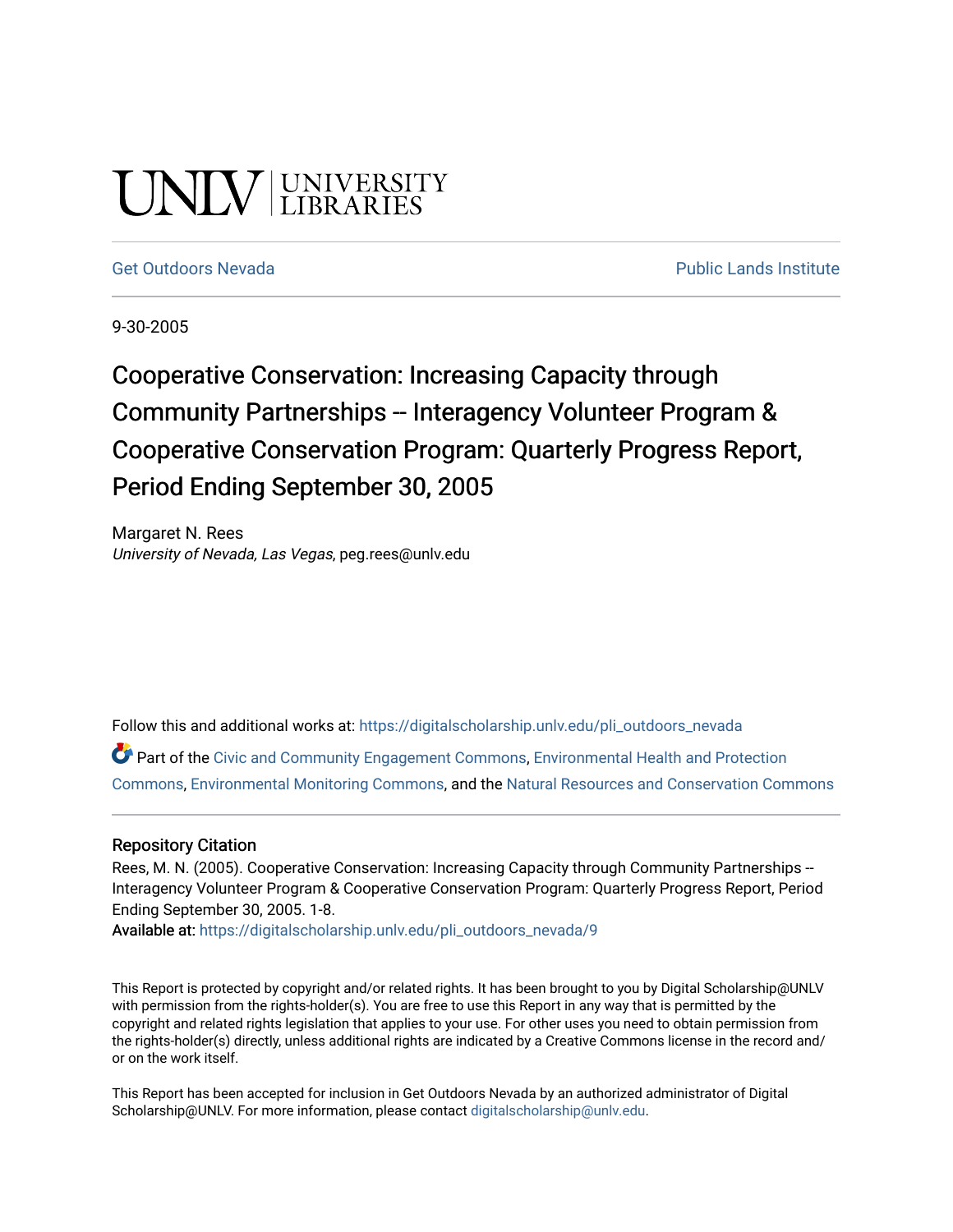UNLV | UNIVERSITY LIBRARIES

Get Outdoors Nevada | Public Lands Institute

9-30-2005

# Cooperative Conservation: Increasing Capacity through Community Partnerships -- Interagency Volunteer Program & Cooperative Conservation Program: Quarterly Progress Report, Period Ending September 30, 2005

Margaret N. Rees
*University of Nevada, Las Vegas*, peg.rees@unlv.edu

Follow this and additional works at: https://digitalscholarship.unlv.edu/pli_outdoors_nevada

Part of the Civic and Community Engagement Commons, Environmental Health and Protection Commons, Environmental Monitoring Commons, and the Natural Resources and Conservation Commons

## Repository Citation

Rees, M. N. (2005). Cooperative Conservation: Increasing Capacity through Community Partnerships -- Interagency Volunteer Program & Cooperative Conservation Program: Quarterly Progress Report, Period Ending September 30, 2005. 1-8.

**Available at:** https://digitalscholarship.unlv.edu/pli_outdoors_nevada/9

This Report is protected by copyright and/or related rights. It has been brought to you by Digital Scholarship@UNLV with permission from the rights-holder(s). You are free to use this Report in any way that is permitted by the copyright and related rights legislation that applies to your use. For other uses you need to obtain permission from the rights-holder(s) directly, unless additional rights are indicated by a Creative Commons license in the record and/or on the work itself.

This Report has been accepted for inclusion in Get Outdoors Nevada by an authorized administrator of Digital Scholarship@UNLV. For more information, please contact digitalscholarship@unlv.edu.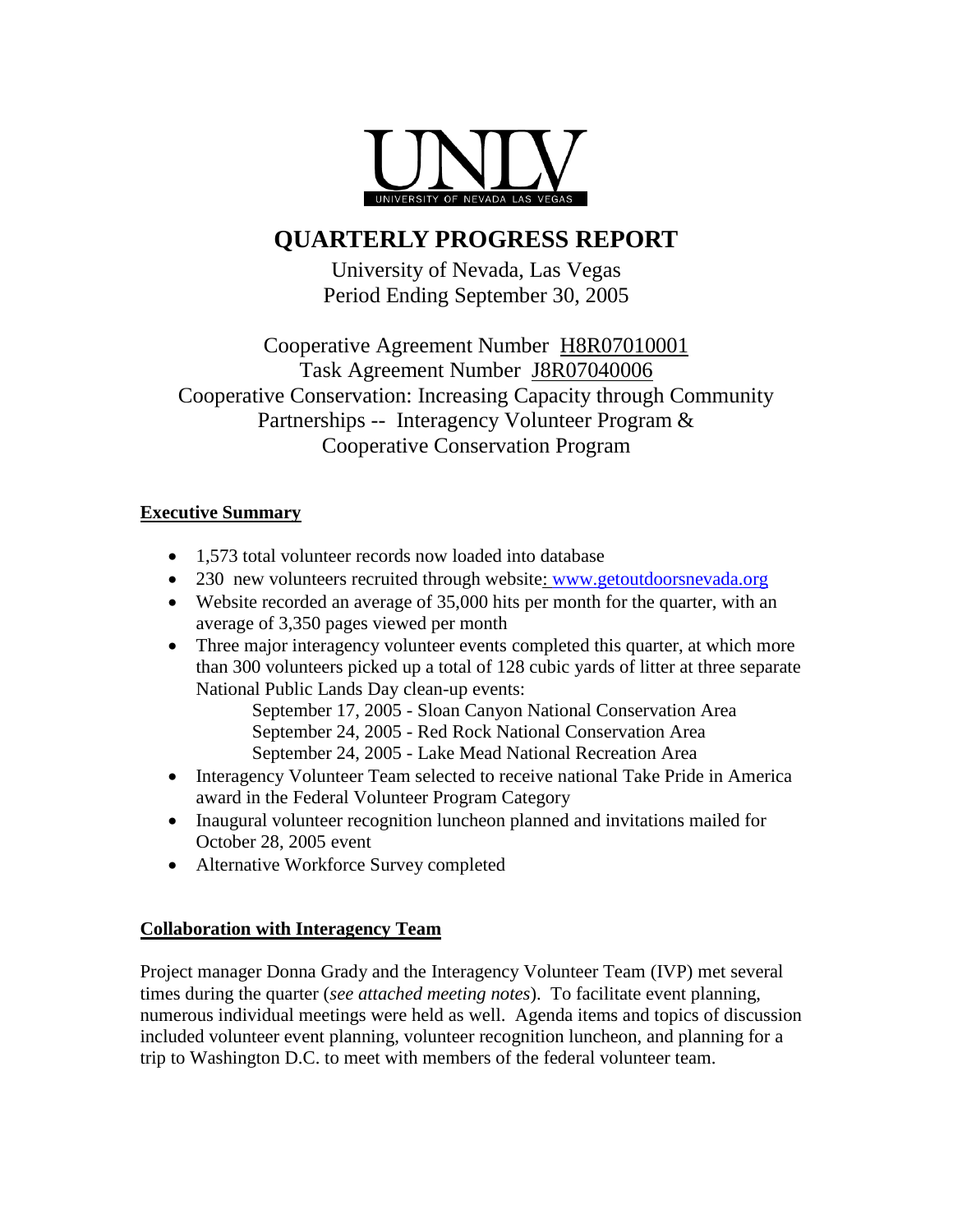UNLV
UNIVERSITY OF NEVADA LAS VEGAS

# QUARTERLY PROGRESS REPORT

University of Nevada, Las Vegas
Period Ending September 30, 2005

Cooperative Agreement Number H8R07010001
Task Agreement Number J8R07040006
Cooperative Conservation: Increasing Capacity through Community Partnerships -- Interagency Volunteer Program & Cooperative Conservation Program

## Executive Summary

- 1,573 total volunteer records now loaded into database
- 230 new volunteers recruited through website: www.getoutdoorsnevada.org
- Website recorded an average of 35,000 hits per month for the quarter, with an average of 3,350 pages viewed per month
- Three major interagency volunteer events completed this quarter, at which more than 300 volunteers picked up a total of 128 cubic yards of litter at three separate National Public Lands Day clean-up events:
  - September 17, 2005 - Sloan Canyon National Conservation Area
  - September 24, 2005 - Red Rock National Conservation Area
  - September 24, 2005 - Lake Mead National Recreation Area
- Interagency Volunteer Team selected to receive national Take Pride in America award in the Federal Volunteer Program Category
- Inaugural volunteer recognition luncheon planned and invitations mailed for October 28, 2005 event
- Alternative Workforce Survey completed

## Collaboration with Interagency Team

Project manager Donna Grady and the Interagency Volunteer Team (IVP) met several times during the quarter (*see attached meeting notes*). To facilitate event planning, numerous individual meetings were held as well. Agenda items and topics of discussion included volunteer event planning, volunteer recognition luncheon, and planning for a trip to Washington D.C. to meet with members of the federal volunteer team.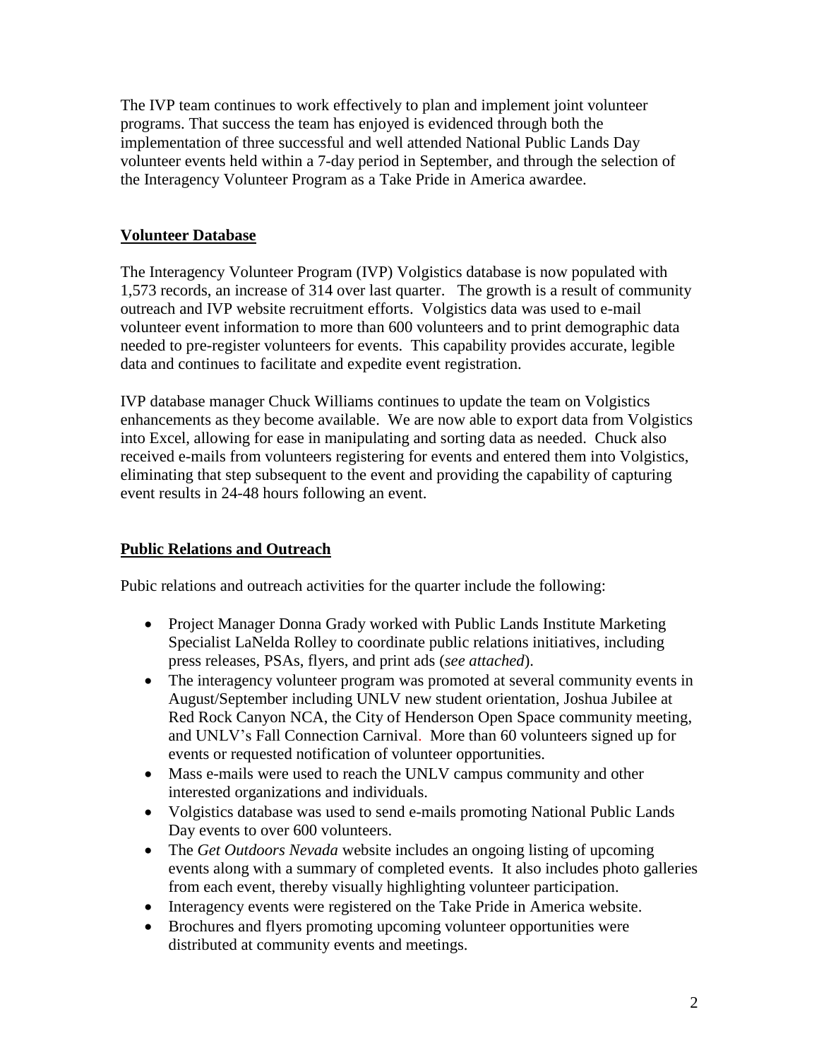The IVP team continues to work effectively to plan and implement joint volunteer programs. That success the team has enjoyed is evidenced through both the implementation of three successful and well attended National Public Lands Day volunteer events held within a 7-day period in September, and through the selection of the Interagency Volunteer Program as a Take Pride in America awardee.

**Volunteer Database**

The Interagency Volunteer Program (IVP) Volgistics database is now populated with 1,573 records, an increase of 314 over last quarter. The growth is a result of community outreach and IVP website recruitment efforts. Volgistics data was used to e-mail volunteer event information to more than 600 volunteers and to print demographic data needed to pre-register volunteers for events. This capability provides accurate, legible data and continues to facilitate and expedite event registration.

IVP database manager Chuck Williams continues to update the team on Volgistics enhancements as they become available. We are now able to export data from Volgistics into Excel, allowing for ease in manipulating and sorting data as needed. Chuck also received e-mails from volunteers registering for events and entered them into Volgistics, eliminating that step subsequent to the event and providing the capability of capturing event results in 24-48 hours following an event.

**Public Relations and Outreach**

Pubic relations and outreach activities for the quarter include the following:

- Project Manager Donna Grady worked with Public Lands Institute Marketing Specialist LaNelda Rolley to coordinate public relations initiatives, including press releases, PSAs, flyers, and print ads (*see attached*).
- The interagency volunteer program was promoted at several community events in August/September including UNLV new student orientation, Joshua Jubilee at Red Rock Canyon NCA, the City of Henderson Open Space community meeting, and UNLV's Fall Connection Carnival. More than 60 volunteers signed up for events or requested notification of volunteer opportunities.
- Mass e-mails were used to reach the UNLV campus community and other interested organizations and individuals.
- Volgistics database was used to send e-mails promoting National Public Lands Day events to over 600 volunteers.
- The *Get Outdoors Nevada* website includes an ongoing listing of upcoming events along with a summary of completed events. It also includes photo galleries from each event, thereby visually highlighting volunteer participation.
- Interagency events were registered on the Take Pride in America website.
- Brochures and flyers promoting upcoming volunteer opportunities were distributed at community events and meetings.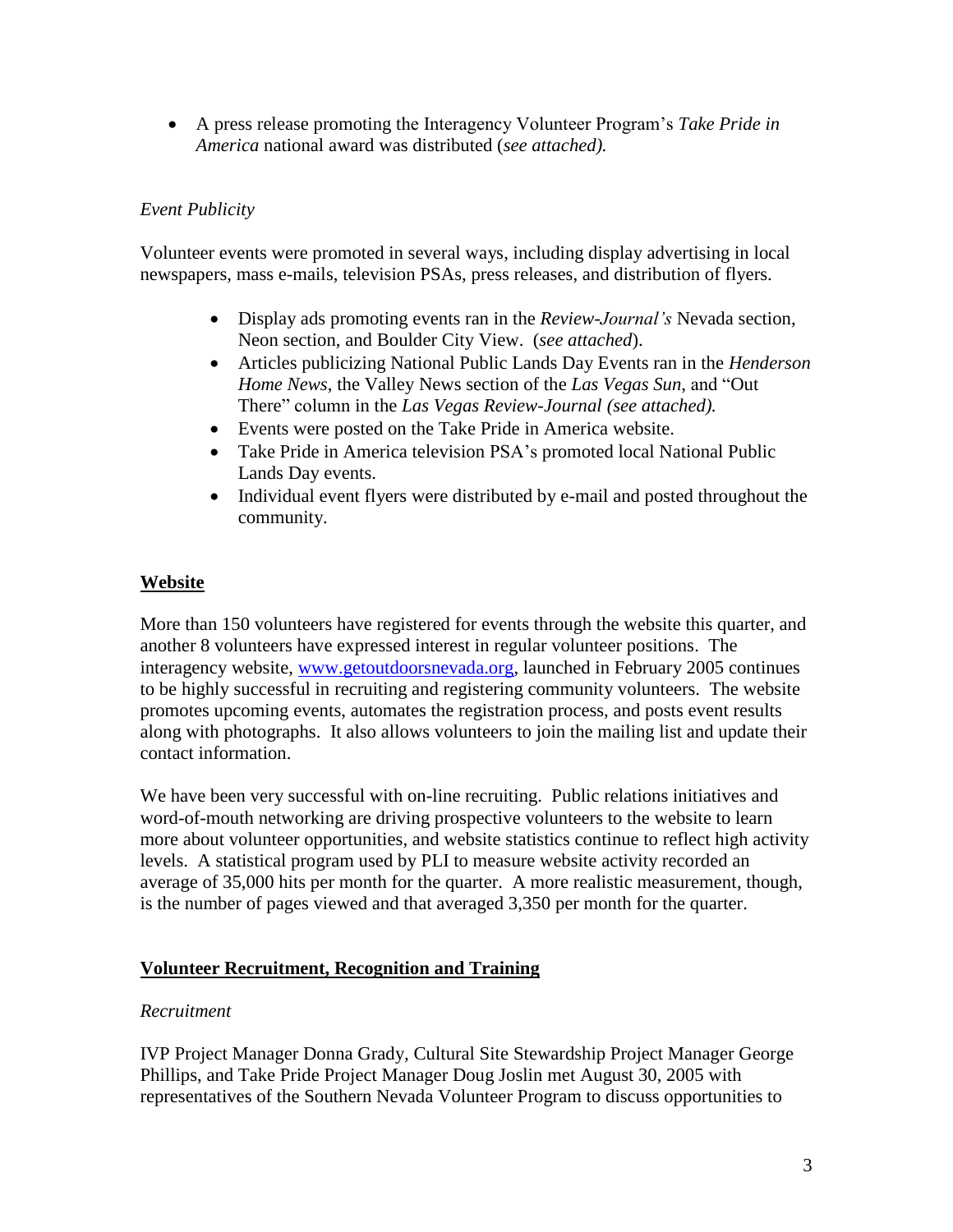- A press release promoting the Interagency Volunteer Program's *Take Pride in America* national award was distributed (*see attached).*

*Event Publicity*

Volunteer events were promoted in several ways, including display advertising in local newspapers, mass e-mails, television PSAs, press releases, and distribution of flyers.

- Display ads promoting events ran in the *Review-Journal's* Nevada section, Neon section, and Boulder City View. (*see attached*).
- Articles publicizing National Public Lands Day Events ran in the *Henderson Home News*, the Valley News section of the *Las Vegas Sun*, and "Out There" column in the *Las Vegas Review-Journal (see attached).*
- Events were posted on the Take Pride in America website.
- Take Pride in America television PSA's promoted local National Public Lands Day events.
- Individual event flyers were distributed by e-mail and posted throughout the community.

## **Website**

More than 150 volunteers have registered for events through the website this quarter, and another 8 volunteers have expressed interest in regular volunteer positions. The interagency website, [www.getoutdoorsnevada.org](http://www.getoutdoorsnevada.org), launched in February 2005 continues to be highly successful in recruiting and registering community volunteers. The website promotes upcoming events, automates the registration process, and posts event results along with photographs. It also allows volunteers to join the mailing list and update their contact information.

We have been very successful with on-line recruiting. Public relations initiatives and word-of-mouth networking are driving prospective volunteers to the website to learn more about volunteer opportunities, and website statistics continue to reflect high activity levels. A statistical program used by PLI to measure website activity recorded an average of 35,000 hits per month for the quarter. A more realistic measurement, though, is the number of pages viewed and that averaged 3,350 per month for the quarter.

## **Volunteer Recruitment, Recognition and Training**

*Recruitment*

IVP Project Manager Donna Grady, Cultural Site Stewardship Project Manager George Phillips, and Take Pride Project Manager Doug Joslin met August 30, 2005 with representatives of the Southern Nevada Volunteer Program to discuss opportunities to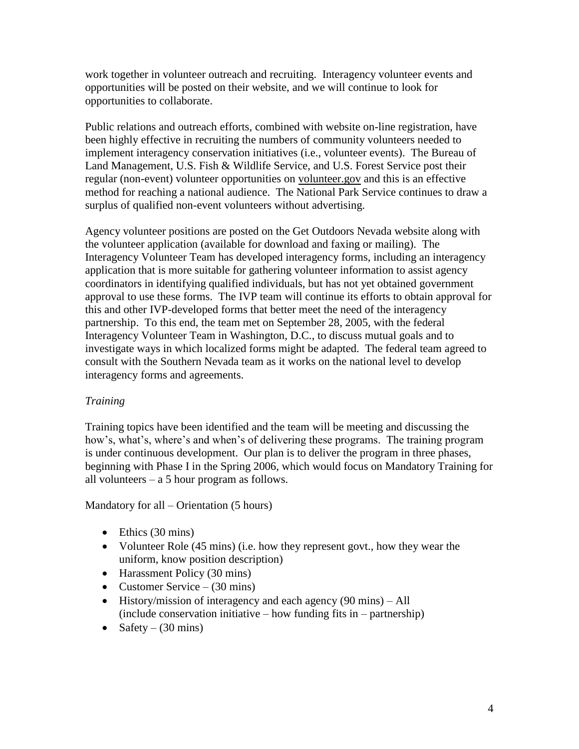work together in volunteer outreach and recruiting. Interagency volunteer events and opportunities will be posted on their website, and we will continue to look for opportunities to collaborate.

Public relations and outreach efforts, combined with website on-line registration, have been highly effective in recruiting the numbers of community volunteers needed to implement interagency conservation initiatives (i.e., volunteer events). The Bureau of Land Management, U.S. Fish & Wildlife Service, and U.S. Forest Service post their regular (non-event) volunteer opportunities on volunteer.gov and this is an effective method for reaching a national audience. The National Park Service continues to draw a surplus of qualified non-event volunteers without advertising.

Agency volunteer positions are posted on the Get Outdoors Nevada website along with the volunteer application (available for download and faxing or mailing). The Interagency Volunteer Team has developed interagency forms, including an interagency application that is more suitable for gathering volunteer information to assist agency coordinators in identifying qualified individuals, but has not yet obtained government approval to use these forms. The IVP team will continue its efforts to obtain approval for this and other IVP-developed forms that better meet the need of the interagency partnership. To this end, the team met on September 28, 2005, with the federal Interagency Volunteer Team in Washington, D.C., to discuss mutual goals and to investigate ways in which localized forms might be adapted. The federal team agreed to consult with the Southern Nevada team as it works on the national level to develop interagency forms and agreements.

*Training*

Training topics have been identified and the team will be meeting and discussing the how's, what's, where's and when's of delivering these programs. The training program is under continuous development. Our plan is to deliver the program in three phases, beginning with Phase I in the Spring 2006, which would focus on Mandatory Training for all volunteers – a 5 hour program as follows.

Mandatory for all – Orientation (5 hours)

- Ethics (30 mins)
- Volunteer Role (45 mins) (i.e. how they represent govt., how they wear the uniform, know position description)
- Harassment Policy (30 mins)
- Customer Service – (30 mins)
- History/mission of interagency and each agency (90 mins) – All (include conservation initiative – how funding fits in – partnership)
- Safety – (30 mins)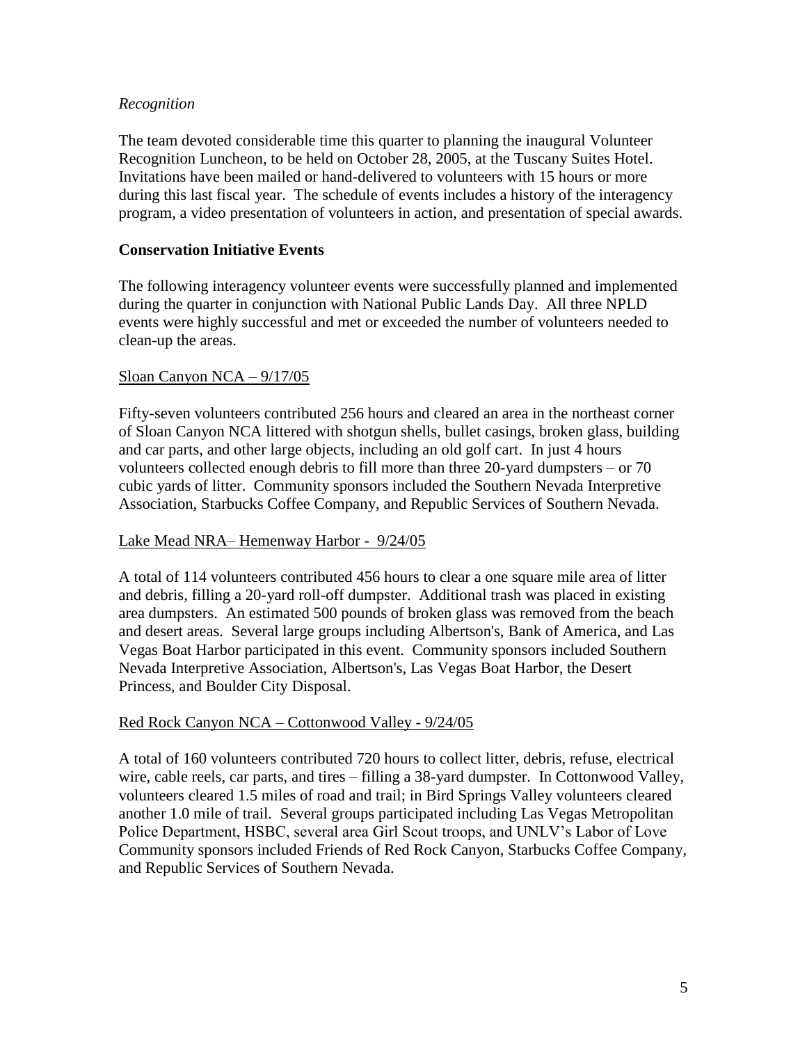*Recognition*

The team devoted considerable time this quarter to planning the inaugural Volunteer Recognition Luncheon, to be held on October 28, 2005, at the Tuscany Suites Hotel. Invitations have been mailed or hand-delivered to volunteers with 15 hours or more during this last fiscal year. The schedule of events includes a history of the interagency program, a video presentation of volunteers in action, and presentation of special awards.

**Conservation Initiative Events**

The following interagency volunteer events were successfully planned and implemented during the quarter in conjunction with National Public Lands Day. All three NPLD events were highly successful and met or exceeded the number of volunteers needed to clean-up the areas.

<u>Sloan Canyon NCA – 9/17/05</u>

Fifty-seven volunteers contributed 256 hours and cleared an area in the northeast corner of Sloan Canyon NCA littered with shotgun shells, bullet casings, broken glass, building and car parts, and other large objects, including an old golf cart. In just 4 hours volunteers collected enough debris to fill more than three 20-yard dumpsters – or 70 cubic yards of litter. Community sponsors included the Southern Nevada Interpretive Association, Starbucks Coffee Company, and Republic Services of Southern Nevada.

<u>Lake Mead NRA– Hemenway Harbor - 9/24/05</u>

A total of 114 volunteers contributed 456 hours to clear a one square mile area of litter and debris, filling a 20-yard roll-off dumpster. Additional trash was placed in existing area dumpsters. An estimated 500 pounds of broken glass was removed from the beach and desert areas. Several large groups including Albertson's, Bank of America, and Las Vegas Boat Harbor participated in this event. Community sponsors included Southern Nevada Interpretive Association, Albertson's, Las Vegas Boat Harbor, the Desert Princess, and Boulder City Disposal.

<u>Red Rock Canyon NCA – Cottonwood Valley - 9/24/05</u>

A total of 160 volunteers contributed 720 hours to collect litter, debris, refuse, electrical wire, cable reels, car parts, and tires – filling a 38-yard dumpster. In Cottonwood Valley, volunteers cleared 1.5 miles of road and trail; in Bird Springs Valley volunteers cleared another 1.0 mile of trail. Several groups participated including Las Vegas Metropolitan Police Department, HSBC, several area Girl Scout troops, and UNLV's Labor of Love Community sponsors included Friends of Red Rock Canyon, Starbucks Coffee Company, and Republic Services of Southern Nevada.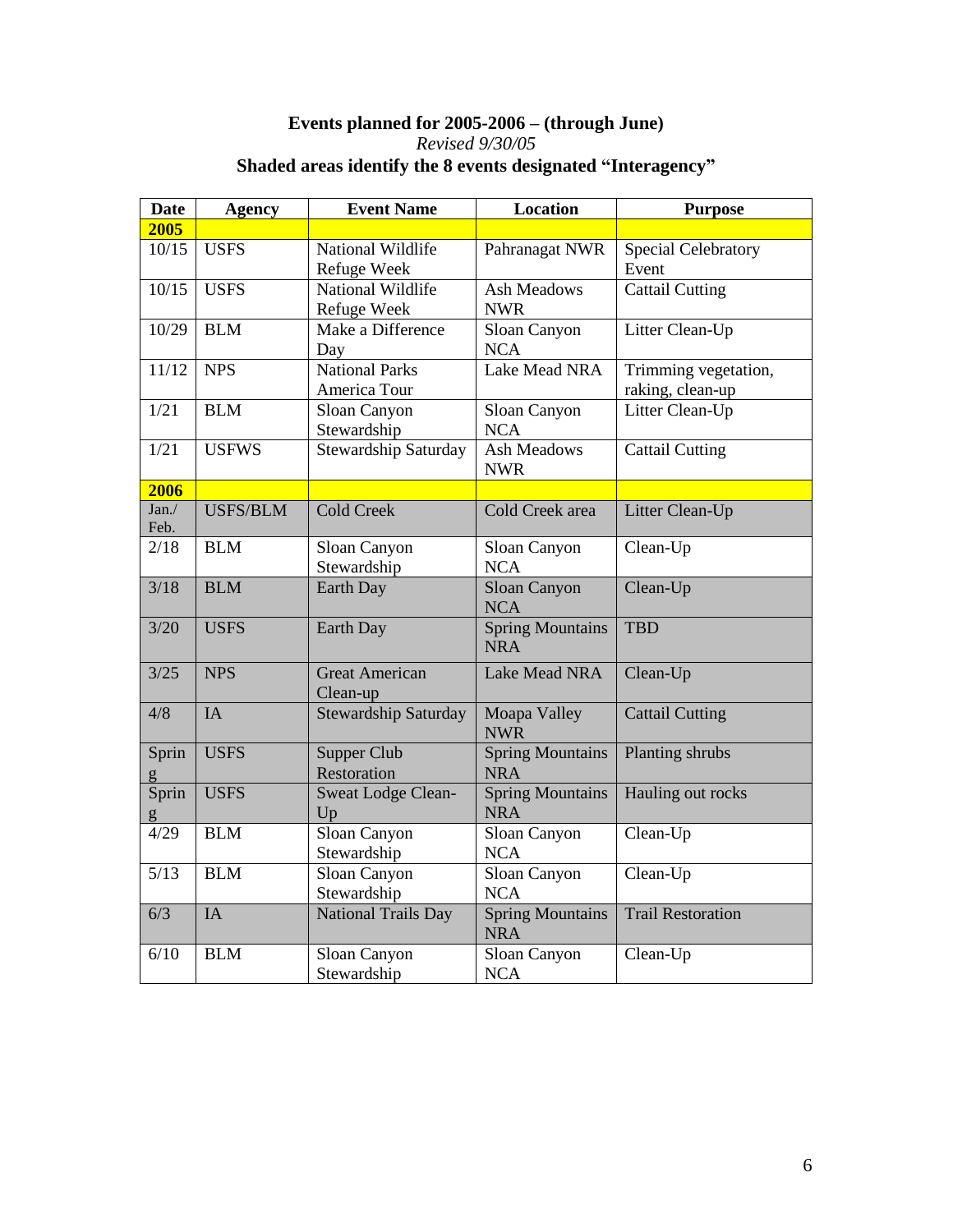**Events planned for 2005-2006 – (through June)**

*Revised 9/30/05*

**Shaded areas identify the 8 events designated "Interagency"**

| Date | Agency | Event Name | Location | Purpose |
|---|---|---|---|---|
| **2005** | | | | |
| 10/15 | USFS | National Wildlife Refuge Week | Pahranagat NWR | Special Celebratory Event |
| 10/15 | USFS | National Wildlife Refuge Week | Ash Meadows NWR | Cattail Cutting |
| 10/29 | BLM | Make a Difference Day | Sloan Canyon NCA | Litter Clean-Up |
| 11/12 | NPS | National Parks America Tour | Lake Mead NRA | Trimming vegetation, raking, clean-up |
| 1/21 | BLM | Sloan Canyon Stewardship | Sloan Canyon NCA | Litter Clean-Up |
| 1/21 | USFWS | Stewardship Saturday | Ash Meadows NWR | Cattail Cutting |
| **2006** | | | | |
| Jan./ Feb. | USFS/BLM | Cold Creek | Cold Creek area | Litter Clean-Up |
| 2/18 | BLM | Sloan Canyon Stewardship | Sloan Canyon NCA | Clean-Up |
| 3/18 | BLM | Earth Day | Sloan Canyon NCA | Clean-Up |
| 3/20 | USFS | Earth Day | Spring Mountains NRA | TBD |
| 3/25 | NPS | Great American Clean-up | Lake Mead NRA | Clean-Up |
| 4/8 | IA | Stewardship Saturday | Moapa Valley NWR | Cattail Cutting |
| Spring | USFS | Supper Club Restoration | Spring Mountains NRA | Planting shrubs |
| Spring | USFS | Sweat Lodge Clean-Up | Spring Mountains NRA | Hauling out rocks |
| 4/29 | BLM | Sloan Canyon Stewardship | Sloan Canyon NCA | Clean-Up |
| 5/13 | BLM | Sloan Canyon Stewardship | Sloan Canyon NCA | Clean-Up |
| 6/3 | IA | National Trails Day | Spring Mountains NRA | Trail Restoration |
| 6/10 | BLM | Sloan Canyon Stewardship | Sloan Canyon NCA | Clean-Up |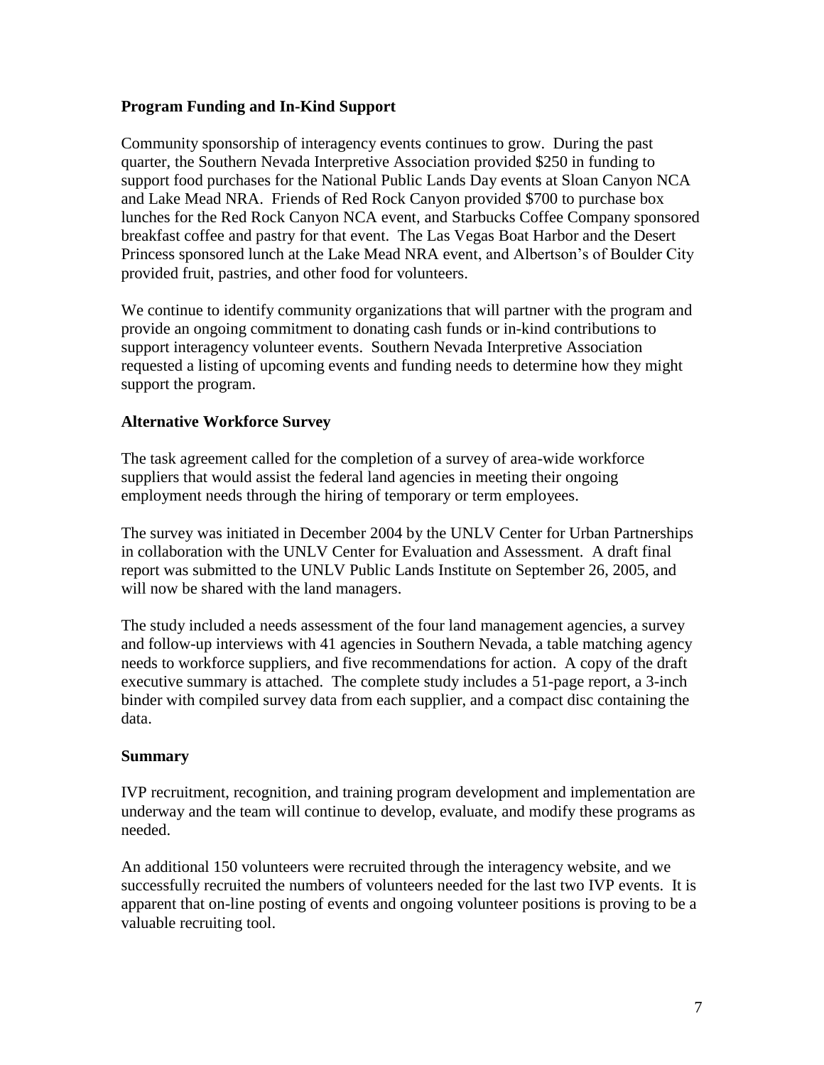**Program Funding and In-Kind Support**

Community sponsorship of interagency events continues to grow. During the past quarter, the Southern Nevada Interpretive Association provided $250 in funding to support food purchases for the National Public Lands Day events at Sloan Canyon NCA and Lake Mead NRA. Friends of Red Rock Canyon provided $700 to purchase box lunches for the Red Rock Canyon NCA event, and Starbucks Coffee Company sponsored breakfast coffee and pastry for that event. The Las Vegas Boat Harbor and the Desert Princess sponsored lunch at the Lake Mead NRA event, and Albertson's of Boulder City provided fruit, pastries, and other food for volunteers.

We continue to identify community organizations that will partner with the program and provide an ongoing commitment to donating cash funds or in-kind contributions to support interagency volunteer events. Southern Nevada Interpretive Association requested a listing of upcoming events and funding needs to determine how they might support the program.

**Alternative Workforce Survey**

The task agreement called for the completion of a survey of area-wide workforce suppliers that would assist the federal land agencies in meeting their ongoing employment needs through the hiring of temporary or term employees.

The survey was initiated in December 2004 by the UNLV Center for Urban Partnerships in collaboration with the UNLV Center for Evaluation and Assessment. A draft final report was submitted to the UNLV Public Lands Institute on September 26, 2005, and will now be shared with the land managers.

The study included a needs assessment of the four land management agencies, a survey and follow-up interviews with 41 agencies in Southern Nevada, a table matching agency needs to workforce suppliers, and five recommendations for action. A copy of the draft executive summary is attached. The complete study includes a 51-page report, a 3-inch binder with compiled survey data from each supplier, and a compact disc containing the data.

**Summary**

IVP recruitment, recognition, and training program development and implementation are underway and the team will continue to develop, evaluate, and modify these programs as needed.

An additional 150 volunteers were recruited through the interagency website, and we successfully recruited the numbers of volunteers needed for the last two IVP events. It is apparent that on-line posting of events and ongoing volunteer positions is proving to be a valuable recruiting tool.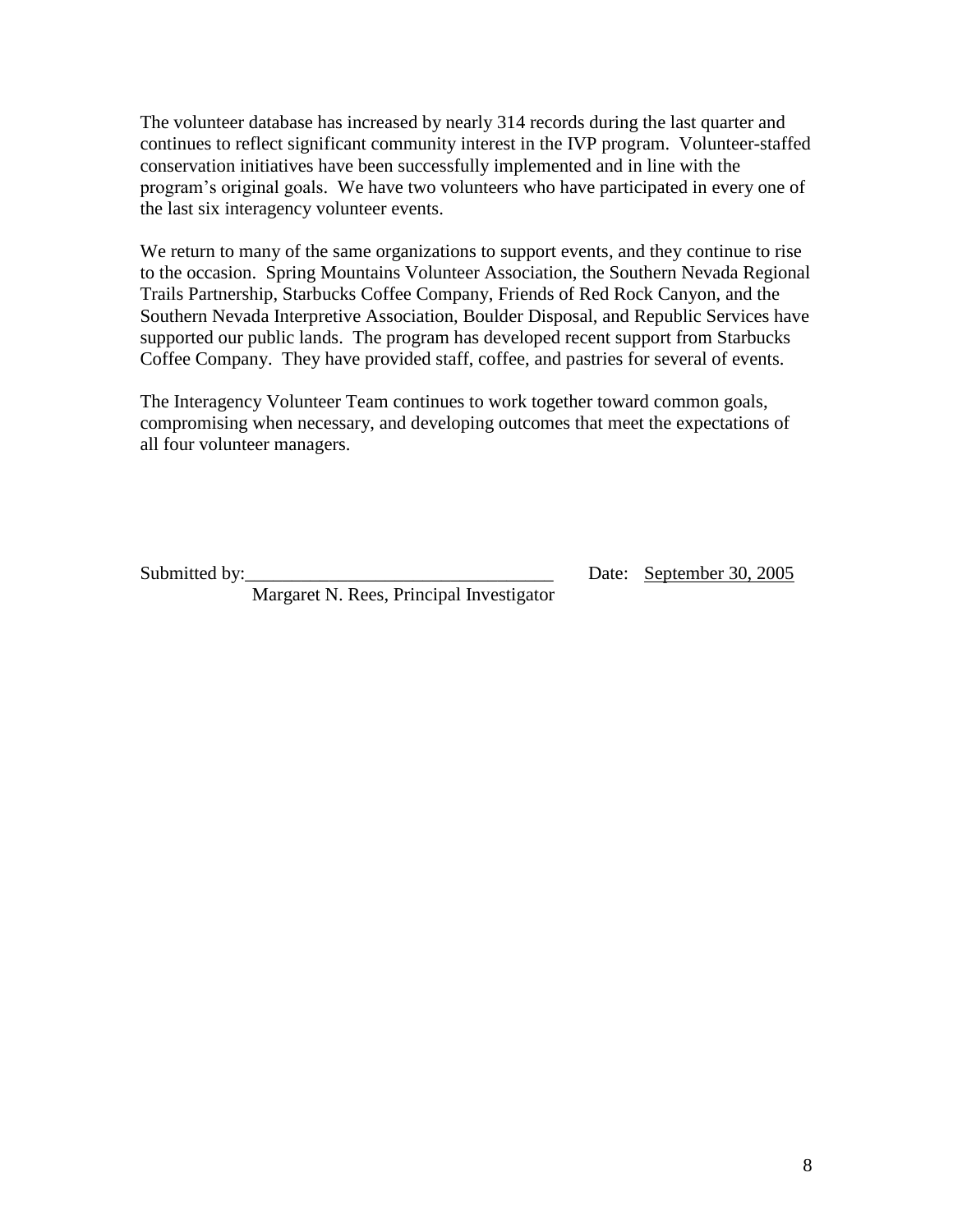The volunteer database has increased by nearly 314 records during the last quarter and continues to reflect significant community interest in the IVP program. Volunteer-staffed conservation initiatives have been successfully implemented and in line with the program's original goals. We have two volunteers who have participated in every one of the last six interagency volunteer events.

We return to many of the same organizations to support events, and they continue to rise to the occasion. Spring Mountains Volunteer Association, the Southern Nevada Regional Trails Partnership, Starbucks Coffee Company, Friends of Red Rock Canyon, and the Southern Nevada Interpretive Association, Boulder Disposal, and Republic Services have supported our public lands. The program has developed recent support from Starbucks Coffee Company. They have provided staff, coffee, and pastries for several of events.

The Interagency Volunteer Team continues to work together toward common goals, compromising when necessary, and developing outcomes that meet the expectations of all four volunteer managers.

Submitted by:________________________________ Date: September 30, 2005
Margaret N. Rees, Principal Investigator